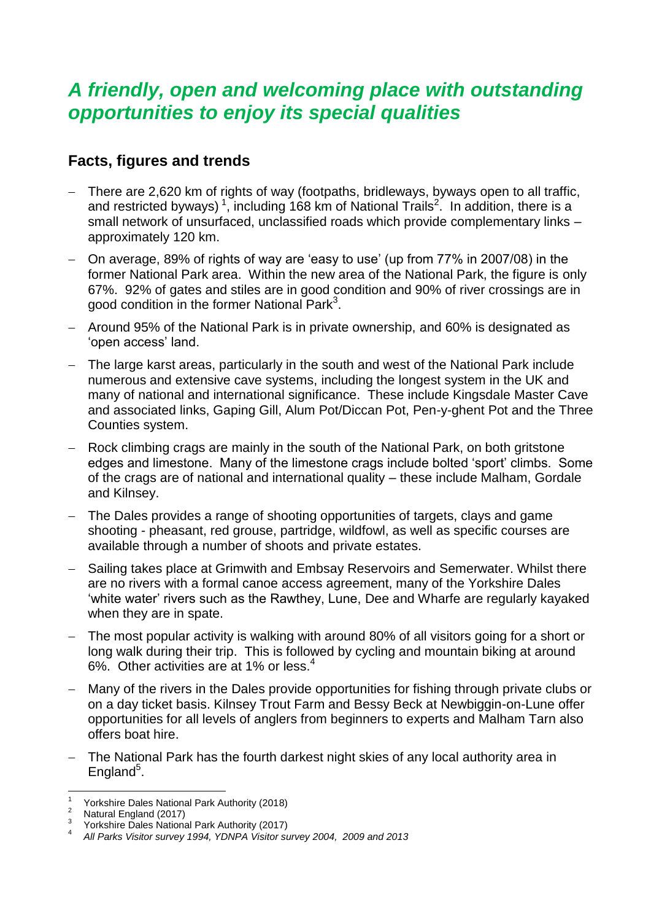## *A friendly, open and welcoming place with outstanding opportunities to enjoy its special qualities*

### Facts, figures and trends

- There are 2,620 km of rights of way (footpaths, bridleways, byways open to all traffic, and restricted byways) [1], including 168 km of National Trails[2]. In addition, there is a small network of unsurfaced, unclassified roads which provide complementary links – approximately 120 km.
- On average, 89% of rights of way are 'easy to use' (up from 77% in 2007/08) in the former National Park area. Within the new area of the National Park, the figure is only 67%. 92% of gates and stiles are in good condition and 90% of river crossings are in good condition in the former National Park[3].
- Around 95% of the National Park is in private ownership, and 60% is designated as 'open access' land.
- The large karst areas, particularly in the south and west of the National Park include numerous and extensive cave systems, including the longest system in the UK and many of national and international significance. These include Kingsdale Master Cave and associated links, Gaping Gill, Alum Pot/Diccan Pot, Pen-y-ghent Pot and the Three Counties system.
- Rock climbing crags are mainly in the south of the National Park, on both gritstone edges and limestone. Many of the limestone crags include bolted 'sport' climbs. Some of the crags are of national and international quality – these include Malham, Gordale and Kilnsey.
- The Dales provides a range of shooting opportunities of targets, clays and game shooting - pheasant, red grouse, partridge, wildfowl, as well as specific courses are available through a number of shoots and private estates.
- Sailing takes place at Grimwith and Embsay Reservoirs and Semerwater. Whilst there are no rivers with a formal canoe access agreement, many of the Yorkshire Dales 'white water' rivers such as the Rawthey, Lune, Dee and Wharfe are regularly kayaked when they are in spate.
- The most popular activity is walking with around 80% of all visitors going for a short or long walk during their trip. This is followed by cycling and mountain biking at around 6%. Other activities are at 1% or less.[4]
- Many of the rivers in the Dales provide opportunities for fishing through private clubs or on a day ticket basis. Kilnsey Trout Farm and Bessy Beck at Newbiggin-on-Lune offer opportunities for all levels of anglers from beginners to experts and Malham Tarn also offers boat hire.
- The National Park has the fourth darkest night skies of any local authority area in England[5].

---

[1] Yorkshire Dales National Park Authority (2018)
[2] Natural England (2017)
[3] Yorkshire Dales National Park Authority (2017)
[4] *All Parks Visitor survey 1994, YDNPA Visitor survey 2004, 2009 and 2013*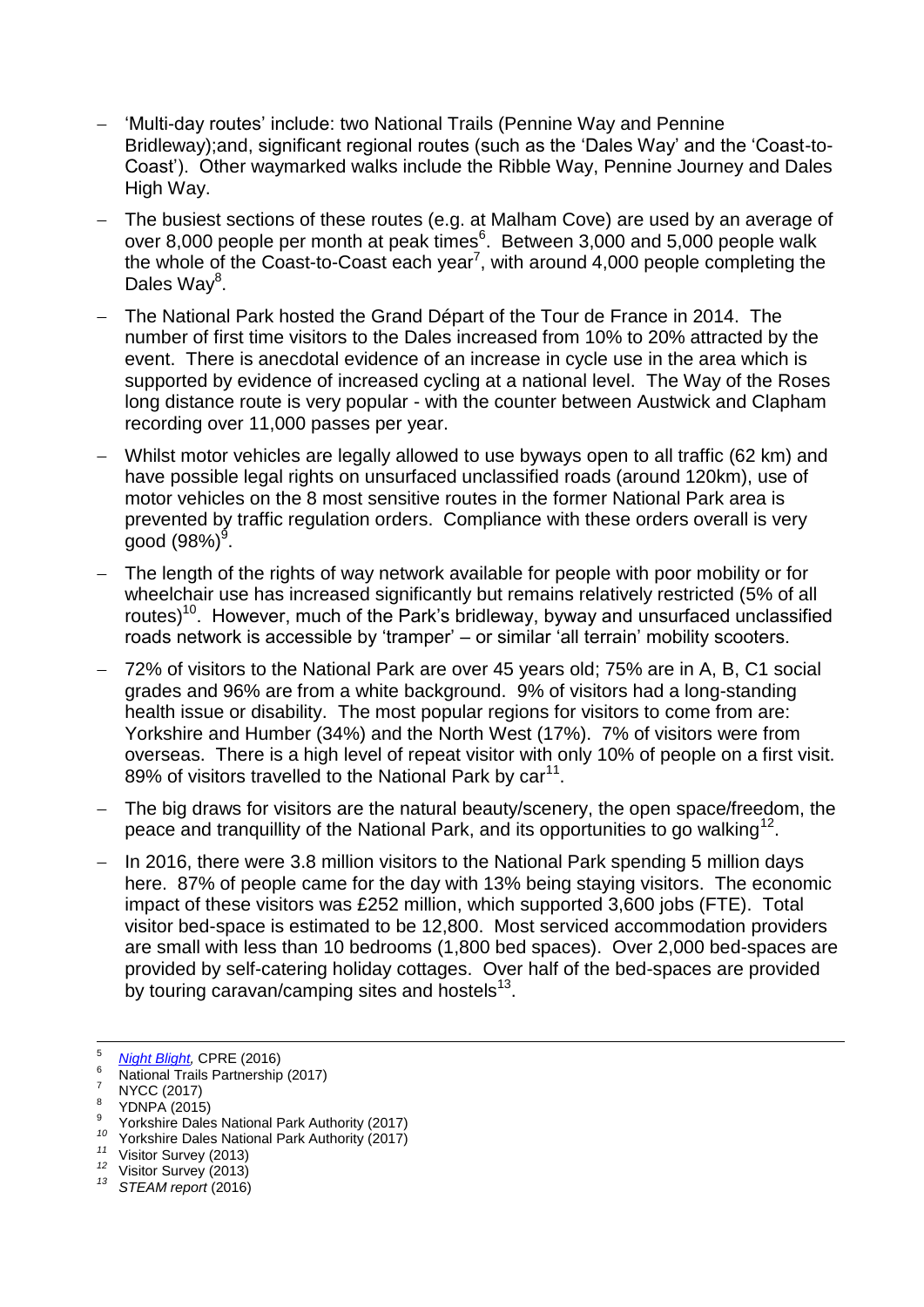- 'Multi-day routes' include: two National Trails (Pennine Way and Pennine Bridleway);and, significant regional routes (such as the 'Dales Way' and the 'Coast-to-Coast'). Other waymarked walks include the Ribble Way, Pennine Journey and Dales High Way.
- The busiest sections of these routes (e.g. at Malham Cove) are used by an average of over 8,000 people per month at peak times[6]. Between 3,000 and 5,000 people walk the whole of the Coast-to-Coast each year[7], with around 4,000 people completing the Dales Way[8].
- The National Park hosted the Grand Départ of the Tour de France in 2014. The number of first time visitors to the Dales increased from 10% to 20% attracted by the event. There is anecdotal evidence of an increase in cycle use in the area which is supported by evidence of increased cycling at a national level. The Way of the Roses long distance route is very popular - with the counter between Austwick and Clapham recording over 11,000 passes per year.
- Whilst motor vehicles are legally allowed to use byways open to all traffic (62 km) and have possible legal rights on unsurfaced unclassified roads (around 120km), use of motor vehicles on the 8 most sensitive routes in the former National Park area is prevented by traffic regulation orders. Compliance with these orders overall is very good (98%)[9].
- The length of the rights of way network available for people with poor mobility or for wheelchair use has increased significantly but remains relatively restricted (5% of all routes)[10]. However, much of the Park's bridleway, byway and unsurfaced unclassified roads network is accessible by 'tramper' – or similar 'all terrain' mobility scooters.
- 72% of visitors to the National Park are over 45 years old; 75% are in A, B, C1 social grades and 96% are from a white background. 9% of visitors had a long-standing health issue or disability. The most popular regions for visitors to come from are: Yorkshire and Humber (34%) and the North West (17%). 7% of visitors were from overseas. There is a high level of repeat visitor with only 10% of people on a first visit. 89% of visitors travelled to the National Park by car[11].
- The big draws for visitors are the natural beauty/scenery, the open space/freedom, the peace and tranquillity of the National Park, and its opportunities to go walking[12].
- In 2016, there were 3.8 million visitors to the National Park spending 5 million days here. 87% of people came for the day with 13% being staying visitors. The economic impact of these visitors was £252 million, which supported 3,600 jobs (FTE). Total visitor bed-space is estimated to be 12,800. Most serviced accommodation providers are small with less than 10 bedrooms (1,800 bed spaces). Over 2,000 bed-spaces are provided by self-catering holiday cottages. Over half of the bed-spaces are provided by touring caravan/camping sites and hostels[13].

---

[5] *Night Blight,* CPRE (2016)
[6] National Trails Partnership (2017)
[7] NYCC (2017)
[8] YDNPA (2015)
[9] Yorkshire Dales National Park Authority (2017)
[10] Yorkshire Dales National Park Authority (2017)
[11] Visitor Survey (2013)
[12] Visitor Survey (2013)
[13] *STEAM report* (2016)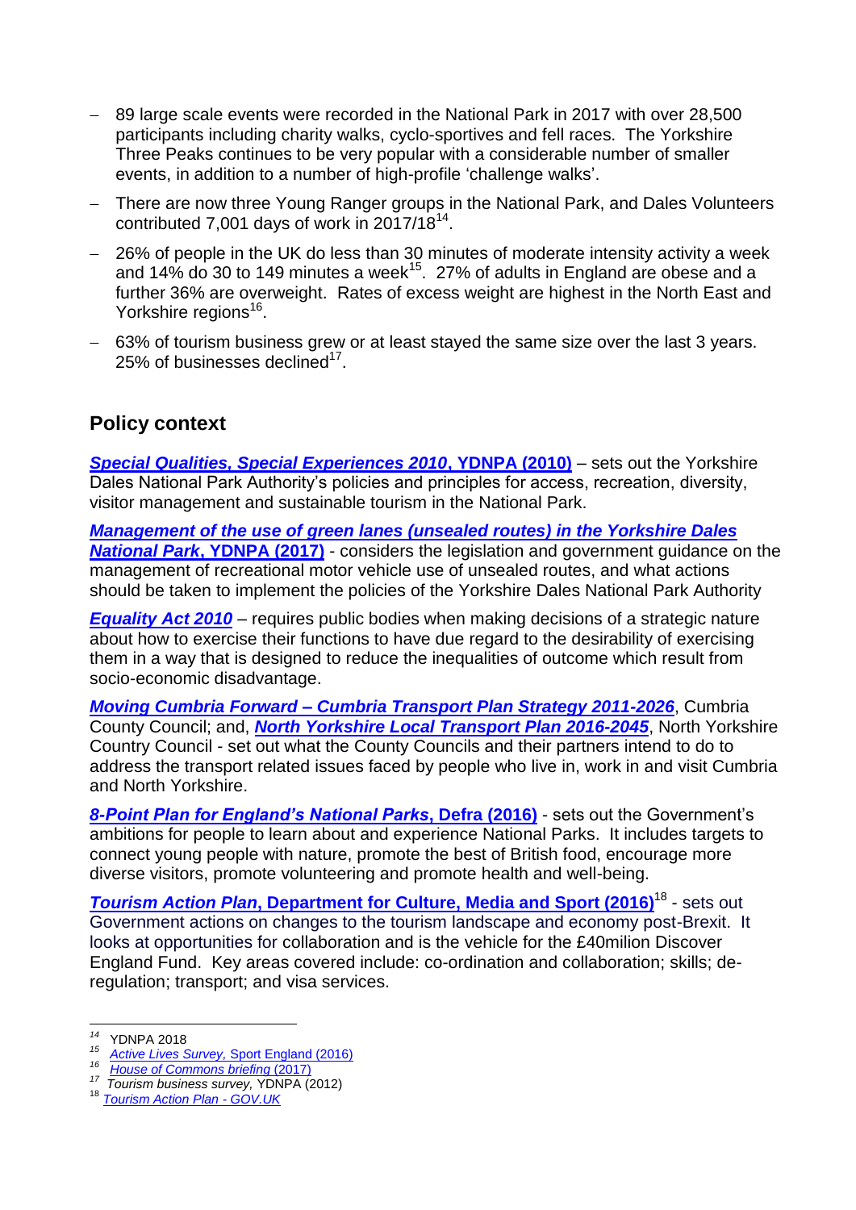- 89 large scale events were recorded in the National Park in 2017 with over 28,500 participants including charity walks, cyclo-sportives and fell races. The Yorkshire Three Peaks continues to be very popular with a considerable number of smaller events, in addition to a number of high-profile 'challenge walks'.
- There are now three Young Ranger groups in the National Park, and Dales Volunteers contributed 7,001 days of work in 2017/18[14].
- 26% of people in the UK do less than 30 minutes of moderate intensity activity a week and 14% do 30 to 149 minutes a week[15]. 27% of adults in England are obese and a further 36% are overweight. Rates of excess weight are highest in the North East and Yorkshire regions[16].
- 63% of tourism business grew or at least stayed the same size over the last 3 years. 25% of businesses declined[17].

## Policy context

***Special Qualities, Special Experiences 2010*, YDNPA (2010)** – sets out the Yorkshire Dales National Park Authority's policies and principles for access, recreation, diversity, visitor management and sustainable tourism in the National Park.

***Management of the use of green lanes (unsealed routes) in the Yorkshire Dales National Park*, YDNPA (2017)** - considers the legislation and government guidance on the management of recreational motor vehicle use of unsealed routes, and what actions should be taken to implement the policies of the Yorkshire Dales National Park Authority

***Equality Act 2010*** – requires public bodies when making decisions of a strategic nature about how to exercise their functions to have due regard to the desirability of exercising them in a way that is designed to reduce the inequalities of outcome which result from socio-economic disadvantage.

***Moving Cumbria Forward – Cumbria Transport Plan Strategy 2011-2026***, Cumbria County Council; and, ***North Yorkshire Local Transport Plan 2016-2045***, North Yorkshire Country Council - set out what the County Councils and their partners intend to do to address the transport related issues faced by people who live in, work in and visit Cumbria and North Yorkshire.

***8-Point Plan for England's National Parks*, Defra (2016)** - sets out the Government's ambitions for people to learn about and experience National Parks. It includes targets to connect young people with nature, promote the best of British food, encourage more diverse visitors, promote volunteering and promote health and well-being.

***Tourism Action Plan*, Department for Culture, Media and Sport (2016)**[18] - sets out Government actions on changes to the tourism landscape and economy post-Brexit. It looks at opportunities for collaboration and is the vehicle for the £40milion Discover England Fund. Key areas covered include: co-ordination and collaboration; skills; de-regulation; transport; and visa services.

---

[14] YDNPA 2018

[15] *Active Lives Survey*, Sport England (2016)

[16] *House of Commons briefing* (2017)

[17] *Tourism business survey*, YDNPA (2012)

[18] *Tourism Action Plan - GOV.UK*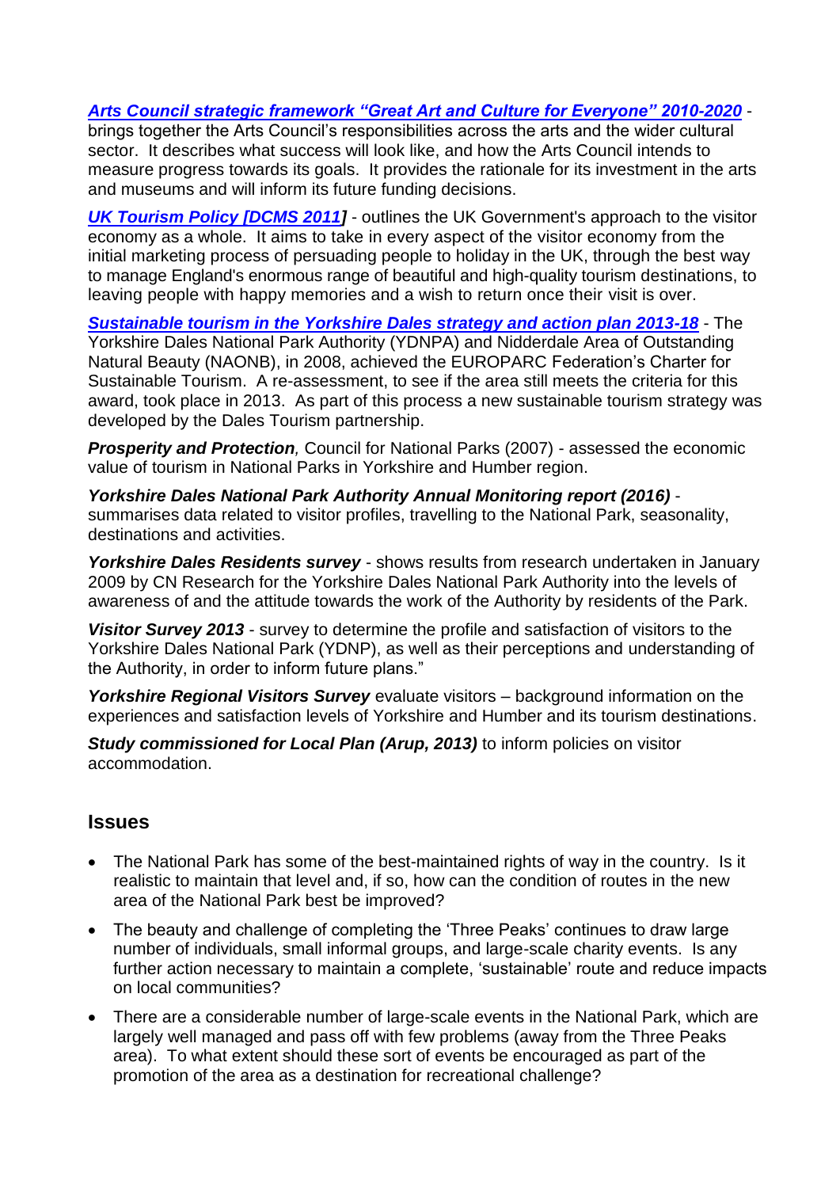***[Arts Council strategic framework "Great Art and Culture for Everyone" 2010-2020](#)*** - brings together the Arts Council's responsibilities across the arts and the wider cultural sector. It describes what success will look like, and how the Arts Council intends to measure progress towards its goals. It provides the rationale for its investment in the arts and museums and will inform its future funding decisions.

***[UK Tourism Policy [DCMS 2011]](#)*** - outlines the UK Government's approach to the visitor economy as a whole. It aims to take in every aspect of the visitor economy from the initial marketing process of persuading people to holiday in the UK, through the best way to manage England's enormous range of beautiful and high-quality tourism destinations, to leaving people with happy memories and a wish to return once their visit is over.

***[Sustainable tourism in the Yorkshire Dales strategy and action plan 2013-18](#)*** - The Yorkshire Dales National Park Authority (YDNPA) and Nidderdale Area of Outstanding Natural Beauty (NAONB), in 2008, achieved the EUROPARC Federation's Charter for Sustainable Tourism. A re-assessment, to see if the area still meets the criteria for this award, took place in 2013. As part of this process a new sustainable tourism strategy was developed by the Dales Tourism partnership.

***Prosperity and Protection**,* Council for National Parks (2007) - assessed the economic value of tourism in National Parks in Yorkshire and Humber region.

***Yorkshire Dales National Park Authority Annual Monitoring report (2016)*** - summarises data related to visitor profiles, travelling to the National Park, seasonality, destinations and activities.

***Yorkshire Dales Residents survey*** - shows results from research undertaken in January 2009 by CN Research for the Yorkshire Dales National Park Authority into the levels of awareness of and the attitude towards the work of the Authority by residents of the Park.

***Visitor Survey 2013*** - survey to determine the profile and satisfaction of visitors to the Yorkshire Dales National Park (YDNP), as well as their perceptions and understanding of the Authority, in order to inform future plans."

***Yorkshire Regional Visitors Survey*** evaluate visitors – background information on the experiences and satisfaction levels of Yorkshire and Humber and its tourism destinations.

***Study commissioned for Local Plan (Arup, 2013)*** to inform policies on visitor accommodation.

## Issues

- The National Park has some of the best-maintained rights of way in the country. Is it realistic to maintain that level and, if so, how can the condition of routes in the new area of the National Park best be improved?
- The beauty and challenge of completing the 'Three Peaks' continues to draw large number of individuals, small informal groups, and large-scale charity events. Is any further action necessary to maintain a complete, 'sustainable' route and reduce impacts on local communities?
- There are a considerable number of large-scale events in the National Park, which are largely well managed and pass off with few problems (away from the Three Peaks area). To what extent should these sort of events be encouraged as part of the promotion of the area as a destination for recreational challenge?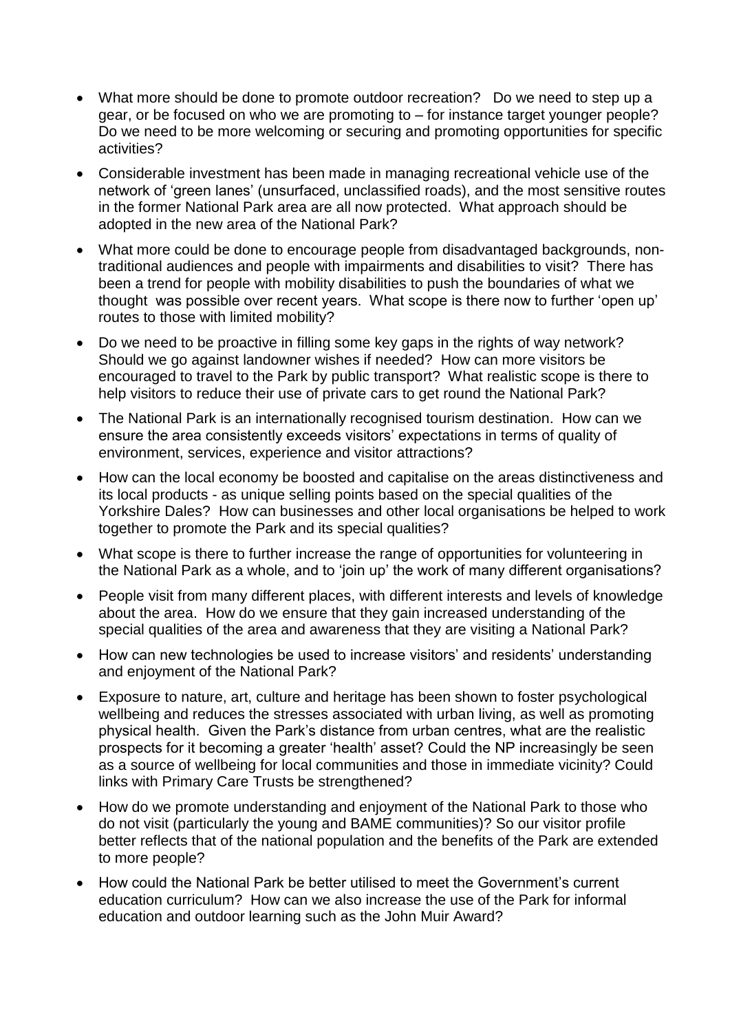- What more should be done to promote outdoor recreation? Do we need to step up a gear, or be focused on who we are promoting to – for instance target younger people? Do we need to be more welcoming or securing and promoting opportunities for specific activities?
- Considerable investment has been made in managing recreational vehicle use of the network of 'green lanes' (unsurfaced, unclassified roads), and the most sensitive routes in the former National Park area are all now protected. What approach should be adopted in the new area of the National Park?
- What more could be done to encourage people from disadvantaged backgrounds, non-traditional audiences and people with impairments and disabilities to visit? There has been a trend for people with mobility disabilities to push the boundaries of what we thought was possible over recent years. What scope is there now to further 'open up' routes to those with limited mobility?
- Do we need to be proactive in filling some key gaps in the rights of way network? Should we go against landowner wishes if needed? How can more visitors be encouraged to travel to the Park by public transport? What realistic scope is there to help visitors to reduce their use of private cars to get round the National Park?
- The National Park is an internationally recognised tourism destination. How can we ensure the area consistently exceeds visitors' expectations in terms of quality of environment, services, experience and visitor attractions?
- How can the local economy be boosted and capitalise on the areas distinctiveness and its local products - as unique selling points based on the special qualities of the Yorkshire Dales? How can businesses and other local organisations be helped to work together to promote the Park and its special qualities?
- What scope is there to further increase the range of opportunities for volunteering in the National Park as a whole, and to 'join up' the work of many different organisations?
- People visit from many different places, with different interests and levels of knowledge about the area. How do we ensure that they gain increased understanding of the special qualities of the area and awareness that they are visiting a National Park?
- How can new technologies be used to increase visitors' and residents' understanding and enjoyment of the National Park?
- Exposure to nature, art, culture and heritage has been shown to foster psychological wellbeing and reduces the stresses associated with urban living, as well as promoting physical health. Given the Park's distance from urban centres, what are the realistic prospects for it becoming a greater 'health' asset? Could the NP increasingly be seen as a source of wellbeing for local communities and those in immediate vicinity? Could links with Primary Care Trusts be strengthened?
- How do we promote understanding and enjoyment of the National Park to those who do not visit (particularly the young and BAME communities)? So our visitor profile better reflects that of the national population and the benefits of the Park are extended to more people?
- How could the National Park be better utilised to meet the Government's current education curriculum? How can we also increase the use of the Park for informal education and outdoor learning such as the John Muir Award?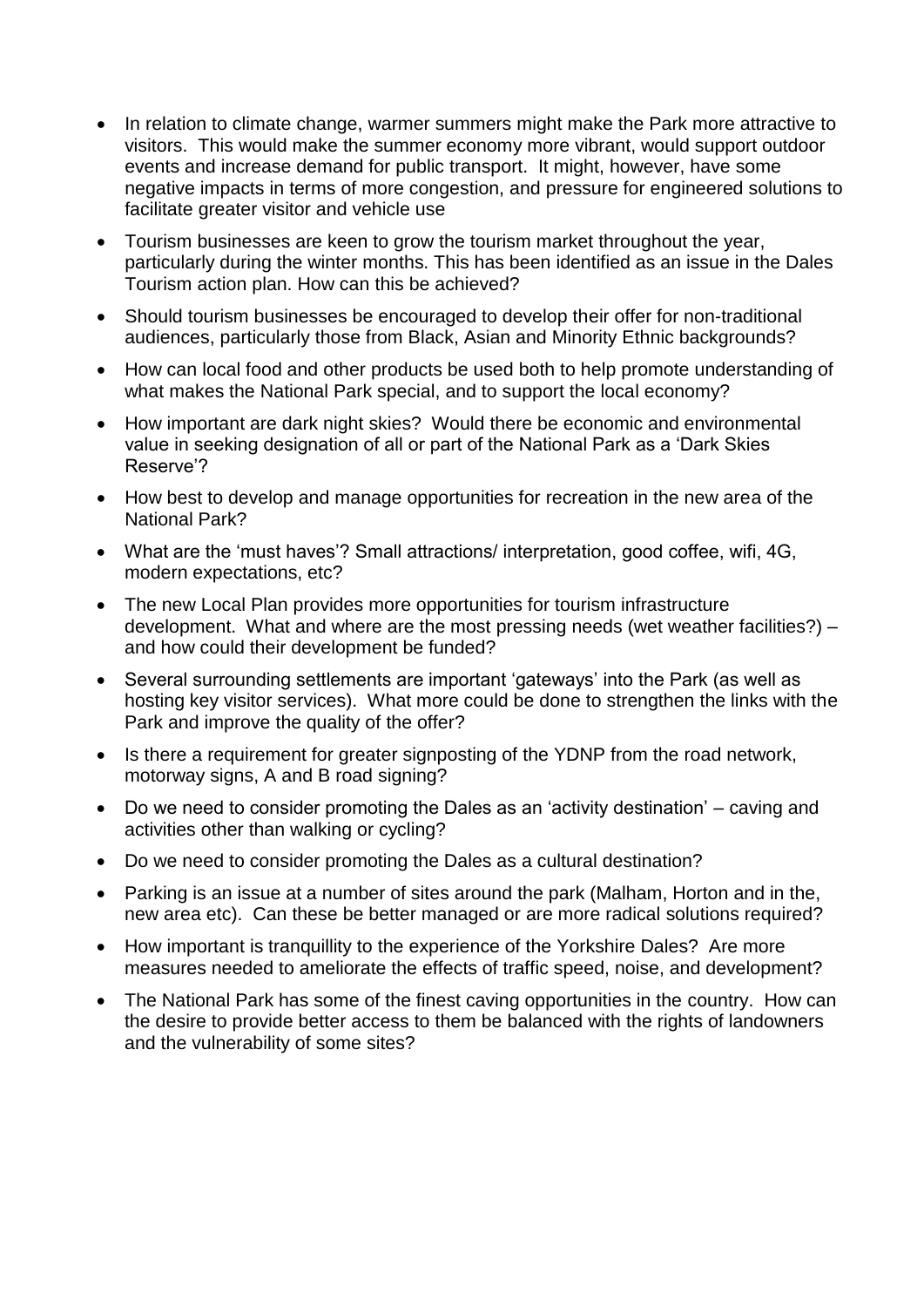- In relation to climate change, warmer summers might make the Park more attractive to visitors. This would make the summer economy more vibrant, would support outdoor events and increase demand for public transport. It might, however, have some negative impacts in terms of more congestion, and pressure for engineered solutions to facilitate greater visitor and vehicle use
- Tourism businesses are keen to grow the tourism market throughout the year, particularly during the winter months. This has been identified as an issue in the Dales Tourism action plan. How can this be achieved?
- Should tourism businesses be encouraged to develop their offer for non-traditional audiences, particularly those from Black, Asian and Minority Ethnic backgrounds?
- How can local food and other products be used both to help promote understanding of what makes the National Park special, and to support the local economy?
- How important are dark night skies? Would there be economic and environmental value in seeking designation of all or part of the National Park as a 'Dark Skies Reserve'?
- How best to develop and manage opportunities for recreation in the new area of the National Park?
- What are the 'must haves'? Small attractions/ interpretation, good coffee, wifi, 4G, modern expectations, etc?
- The new Local Plan provides more opportunities for tourism infrastructure development. What and where are the most pressing needs (wet weather facilities?) – and how could their development be funded?
- Several surrounding settlements are important 'gateways' into the Park (as well as hosting key visitor services). What more could be done to strengthen the links with the Park and improve the quality of the offer?
- Is there a requirement for greater signposting of the YDNP from the road network, motorway signs, A and B road signing?
- Do we need to consider promoting the Dales as an 'activity destination' – caving and activities other than walking or cycling?
- Do we need to consider promoting the Dales as a cultural destination?
- Parking is an issue at a number of sites around the park (Malham, Horton and in the, new area etc). Can these be better managed or are more radical solutions required?
- How important is tranquillity to the experience of the Yorkshire Dales? Are more measures needed to ameliorate the effects of traffic speed, noise, and development?
- The National Park has some of the finest caving opportunities in the country. How can the desire to provide better access to them be balanced with the rights of landowners and the vulnerability of some sites?